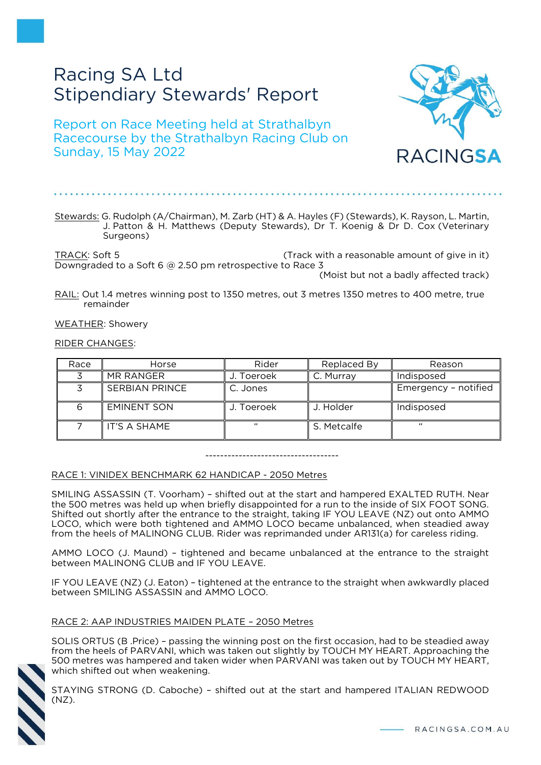# Racing SA Ltd
# Stipendiary Stewards' Report

## Report on Race Meeting held at Strathalbyn Racecourse by the Strathalbyn Racing Club on Sunday, 15 May 2022

Stewards: G. Rudolph (A/Chairman), M. Zarb (HT) & A. Hayles (F) (Stewards), K. Rayson, L. Martin, J. Patton & H. Matthews (Deputy Stewards), Dr T. Koenig & Dr D. Cox (Veterinary Surgeons)

TRACK: Soft 5 (Track with a reasonable amount of give in it)
Downgraded to a Soft 6 @ 2.50 pm retrospective to Race 3 (Moist but not a badly affected track)

RAIL: Out 1.4 metres winning post to 1350 metres, out 3 metres 1350 metres to 400 metre, true remainder

WEATHER: Showery

RIDER CHANGES:

| Race | Horse | Rider | Replaced By | Reason |
|---|---|---|---|---|
| 3 | MR RANGER | J. Toeroek | C. Murray | Indisposed |
| 3 | SERBIAN PRINCE | C. Jones | | Emergency - notified |
| 6 | EMINENT SON | J. Toeroek | J. Holder | Indisposed |
| 7 | IT'S A SHAME | " | S. Metcalfe | " |

------------------------------------

RACE 1: VINIDEX BENCHMARK 62 HANDICAP - 2050 Metres

SMILING ASSASSIN (T. Voorham) – shifted out at the start and hampered EXALTED RUTH. Near the 500 metres was held up when briefly disappointed for a run to the inside of SIX FOOT SONG. Shifted out shortly after the entrance to the straight, taking IF YOU LEAVE (NZ) out onto AMMO LOCO, which were both tightened and AMMO LOCO became unbalanced, when steadied away from the heels of MALINONG CLUB. Rider was reprimanded under AR131(a) for careless riding.

AMMO LOCO (J. Maund) – tightened and became unbalanced at the entrance to the straight between MALINONG CLUB and IF YOU LEAVE.

IF YOU LEAVE (NZ) (J. Eaton) – tightened at the entrance to the straight when awkwardly placed between SMILING ASSASSIN and AMMO LOCO.

RACE 2: AAP INDUSTRIES MAIDEN PLATE – 2050 Metres

SOLIS ORTUS (B .Price) – passing the winning post on the first occasion, had to be steadied away from the heels of PARVANI, which was taken out slightly by TOUCH MY HEART. Approaching the 500 metres was hampered and taken wider when PARVANI was taken out by TOUCH MY HEART, which shifted out when weakening.

STAYING STRONG (D. Caboche) – shifted out at the start and hampered ITALIAN REDWOOD (NZ).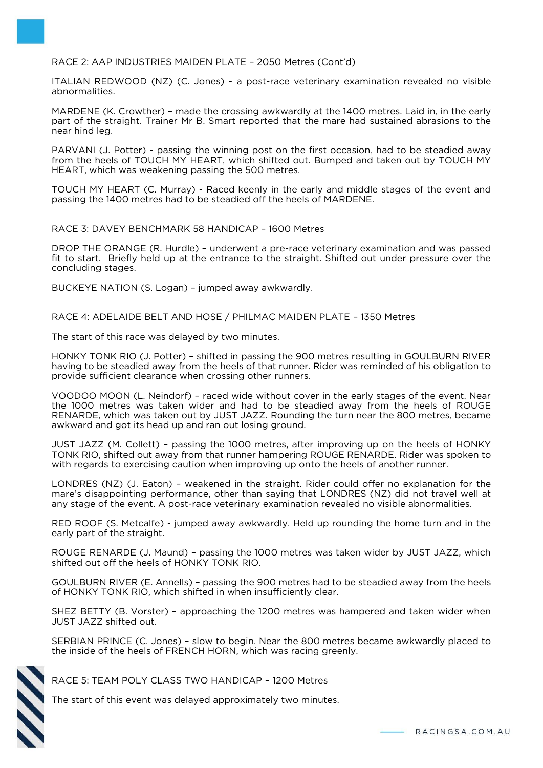RACE 2: AAP INDUSTRIES MAIDEN PLATE – 2050 Metres (Cont'd)

ITALIAN REDWOOD (NZ) (C. Jones) - a post-race veterinary examination revealed no visible abnormalities.

MARDENE (K. Crowther) – made the crossing awkwardly at the 1400 metres. Laid in, in the early part of the straight. Trainer Mr B. Smart reported that the mare had sustained abrasions to the near hind leg.

PARVANI (J. Potter) - passing the winning post on the first occasion, had to be steadied away from the heels of TOUCH MY HEART, which shifted out. Bumped and taken out by TOUCH MY HEART, which was weakening passing the 500 metres.

TOUCH MY HEART (C. Murray) - Raced keenly in the early and middle stages of the event and passing the 1400 metres had to be steadied off the heels of MARDENE.

RACE 3: DAVEY BENCHMARK 58 HANDICAP – 1600 Metres

DROP THE ORANGE (R. Hurdle) – underwent a pre-race veterinary examination and was passed fit to start. Briefly held up at the entrance to the straight. Shifted out under pressure over the concluding stages.

BUCKEYE NATION (S. Logan) – jumped away awkwardly.

RACE 4: ADELAIDE BELT AND HOSE / PHILMAC MAIDEN PLATE – 1350 Metres

The start of this race was delayed by two minutes.

HONKY TONK RIO (J. Potter) – shifted in passing the 900 metres resulting in GOULBURN RIVER having to be steadied away from the heels of that runner. Rider was reminded of his obligation to provide sufficient clearance when crossing other runners.

VOODOO MOON (L. Neindorf) – raced wide without cover in the early stages of the event. Near the 1000 metres was taken wider and had to be steadied away from the heels of ROUGE RENARDE, which was taken out by JUST JAZZ. Rounding the turn near the 800 metres, became awkward and got its head up and ran out losing ground.

JUST JAZZ (M. Collett) – passing the 1000 metres, after improving up on the heels of HONKY TONK RIO, shifted out away from that runner hampering ROUGE RENARDE. Rider was spoken to with regards to exercising caution when improving up onto the heels of another runner.

LONDRES (NZ) (J. Eaton) – weakened in the straight. Rider could offer no explanation for the mare's disappointing performance, other than saying that LONDRES (NZ) did not travel well at any stage of the event. A post-race veterinary examination revealed no visible abnormalities.

RED ROOF (S. Metcalfe) - jumped away awkwardly. Held up rounding the home turn and in the early part of the straight.

ROUGE RENARDE (J. Maund) – passing the 1000 metres was taken wider by JUST JAZZ, which shifted out off the heels of HONKY TONK RIO.

GOULBURN RIVER (E. Annells) – passing the 900 metres had to be steadied away from the heels of HONKY TONK RIO, which shifted in when insufficiently clear.

SHEZ BETTY (B. Vorster) – approaching the 1200 metres was hampered and taken wider when JUST JAZZ shifted out.

SERBIAN PRINCE (C. Jones) – slow to begin. Near the 800 metres became awkwardly placed to the inside of the heels of FRENCH HORN, which was racing greenly.

RACE 5: TEAM POLY CLASS TWO HANDICAP – 1200 Metres

The start of this event was delayed approximately two minutes.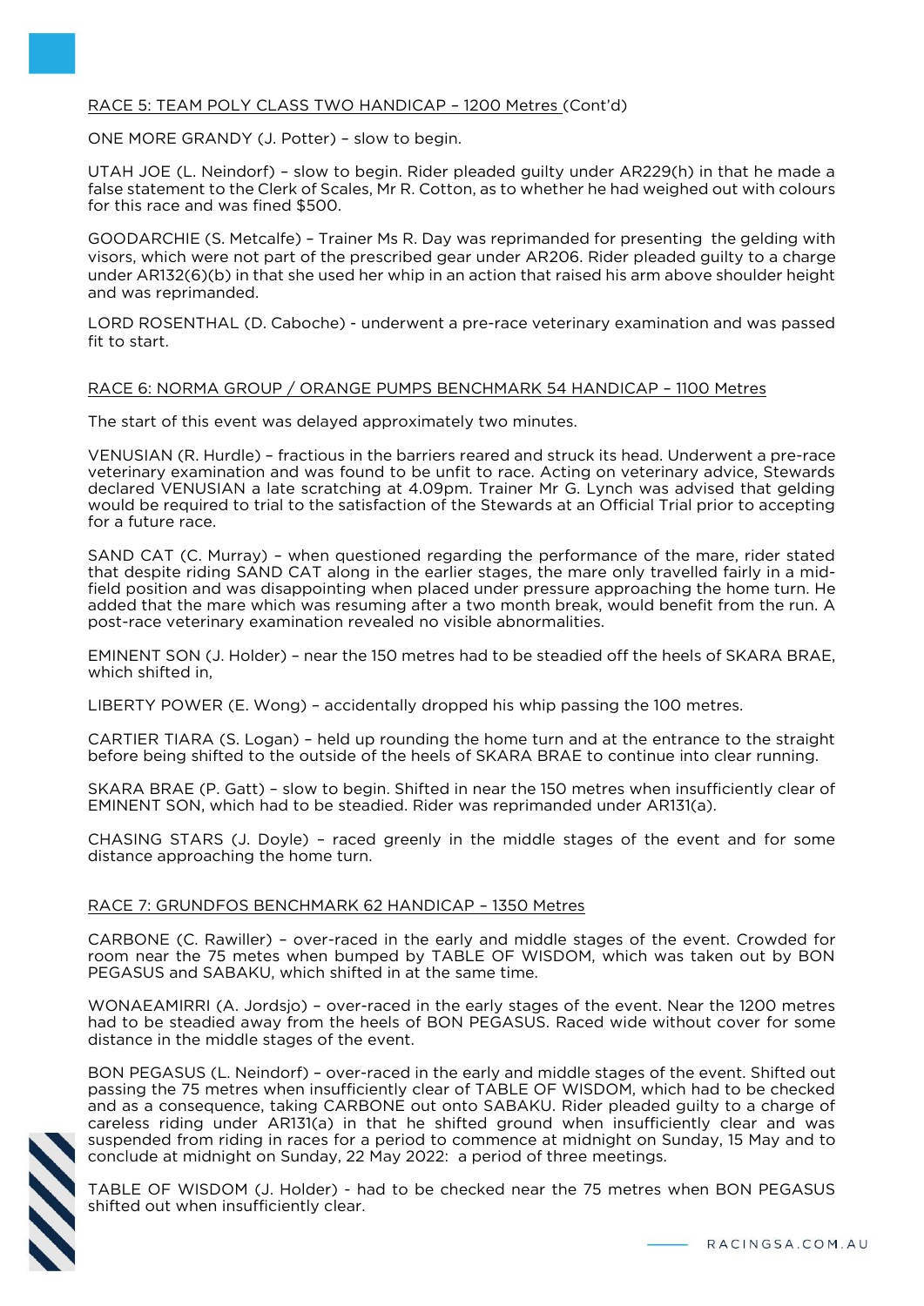RACE 5: TEAM POLY CLASS TWO HANDICAP – 1200 Metres (Cont'd)

ONE MORE GRANDY (J. Potter) – slow to begin.

UTAH JOE (L. Neindorf) – slow to begin. Rider pleaded guilty under AR229(h) in that he made a false statement to the Clerk of Scales, Mr R. Cotton, as to whether he had weighed out with colours for this race and was fined $500.

GOODARCHIE (S. Metcalfe) – Trainer Ms R. Day was reprimanded for presenting the gelding with visors, which were not part of the prescribed gear under AR206. Rider pleaded guilty to a charge under AR132(6)(b) in that she used her whip in an action that raised his arm above shoulder height and was reprimanded.

LORD ROSENTHAL (D. Caboche) - underwent a pre-race veterinary examination and was passed fit to start.

RACE 6: NORMA GROUP / ORANGE PUMPS BENCHMARK 54 HANDICAP – 1100 Metres

The start of this event was delayed approximately two minutes.

VENUSIAN (R. Hurdle) – fractious in the barriers reared and struck its head. Underwent a pre-race veterinary examination and was found to be unfit to race. Acting on veterinary advice, Stewards declared VENUSIAN a late scratching at 4.09pm. Trainer Mr G. Lynch was advised that gelding would be required to trial to the satisfaction of the Stewards at an Official Trial prior to accepting for a future race.

SAND CAT (C. Murray) – when questioned regarding the performance of the mare, rider stated that despite riding SAND CAT along in the earlier stages, the mare only travelled fairly in a mid-field position and was disappointing when placed under pressure approaching the home turn. He added that the mare which was resuming after a two month break, would benefit from the run. A post-race veterinary examination revealed no visible abnormalities.

EMINENT SON (J. Holder) – near the 150 metres had to be steadied off the heels of SKARA BRAE, which shifted in,

LIBERTY POWER (E. Wong) – accidentally dropped his whip passing the 100 metres.

CARTIER TIARA (S. Logan) – held up rounding the home turn and at the entrance to the straight before being shifted to the outside of the heels of SKARA BRAE to continue into clear running.

SKARA BRAE (P. Gatt) – slow to begin. Shifted in near the 150 metres when insufficiently clear of EMINENT SON, which had to be steadied. Rider was reprimanded under AR131(a).

CHASING STARS (J. Doyle) – raced greenly in the middle stages of the event and for some distance approaching the home turn.

RACE 7: GRUNDFOS BENCHMARK 62 HANDICAP – 1350 Metres

CARBONE (C. Rawiller) – over-raced in the early and middle stages of the event. Crowded for room near the 75 metes when bumped by TABLE OF WISDOM, which was taken out by BON PEGASUS and SABAKU, which shifted in at the same time.

WONAEAMIRRI (A. Jordsjo) – over-raced in the early stages of the event. Near the 1200 metres had to be steadied away from the heels of BON PEGASUS. Raced wide without cover for some distance in the middle stages of the event.

BON PEGASUS (L. Neindorf) – over-raced in the early and middle stages of the event. Shifted out passing the 75 metres when insufficiently clear of TABLE OF WISDOM, which had to be checked and as a consequence, taking CARBONE out onto SABAKU. Rider pleaded guilty to a charge of careless riding under AR131(a) in that he shifted ground when insufficiently clear and was suspended from riding in races for a period to commence at midnight on Sunday, 15 May and to conclude at midnight on Sunday, 22 May 2022: a period of three meetings.

TABLE OF WISDOM (J. Holder) - had to be checked near the 75 metres when BON PEGASUS shifted out when insufficiently clear.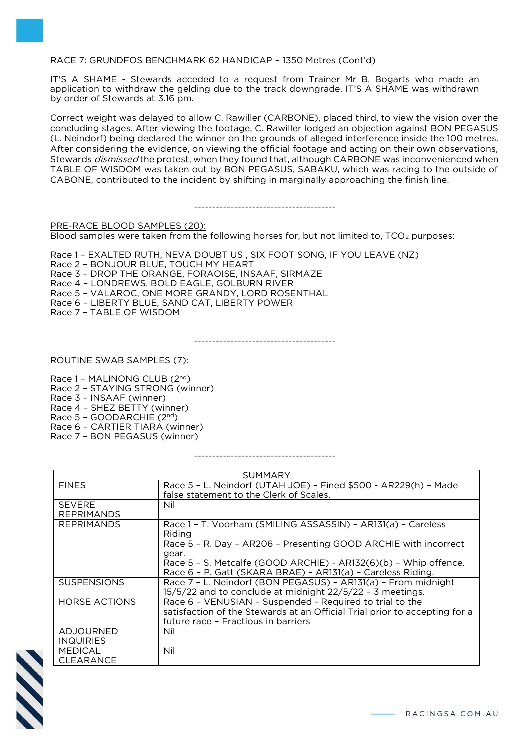RACE 7: GRUNDFOS BENCHMARK 62 HANDICAP – 1350 Metres (Cont'd)

IT'S A SHAME - Stewards acceded to a request from Trainer Mr B. Bogarts who made an application to withdraw the gelding due to the track downgrade. IT'S A SHAME was withdrawn by order of Stewards at 3.16 pm.

Correct weight was delayed to allow C. Rawiller (CARBONE), placed third, to view the vision over the concluding stages. After viewing the footage, C. Rawiller lodged an objection against BON PEGASUS (L. Neindorf) being declared the winner on the grounds of alleged interference inside the 100 metres. After considering the evidence, on viewing the official footage and acting on their own observations, Stewards *dismissed* the protest, when they found that, although CARBONE was inconvenienced when TABLE OF WISDOM was taken out by BON PEGASUS, SABAKU, which was racing to the outside of CABONE, contributed to the incident by shifting in marginally approaching the finish line.

---------------------------------------

PRE-RACE BLOOD SAMPLES (20):

Blood samples were taken from the following horses for, but not limited to, $TCO_2$ purposes:

Race 1 – EXALTED RUTH, NEVA DOUBT US , SIX FOOT SONG, IF YOU LEAVE (NZ)
Race 2 – BONJOUR BLUE, TOUCH MY HEART
Race 3 – DROP THE ORANGE, FORAOISE, INSAAF, SIRMAZE
Race 4 – LONDREWS, BOLD EAGLE, GOLBURN RIVER
Race 5 – VALAROC, ONE MORE GRANDY, LORD ROSENTHAL
Race 6 – LIBERTY BLUE, SAND CAT, LIBERTY POWER
Race 7 – TABLE OF WISDOM

---------------------------------------

ROUTINE SWAB SAMPLES (7):

Race 1 – MALINONG CLUB (2nd)
Race 2 – STAYING STRONG (winner)
Race 3 – INSAAF (winner)
Race 4 – SHEZ BETTY (winner)
Race 5 – GOODARCHIE (2nd)
Race 6 – CARTIER TIARA (winner)
Race 7 – BON PEGASUS (winner)

---------------------------------------

| SUMMARY | |
|---|---|
| FINES | Race 5 – L. Neindorf (UTAH JOE) – Fined $500 - AR229(h) – Made false statement to the Clerk of Scales. |
| SEVERE REPRIMANDS | Nil |
| REPRIMANDS | Race 1 – T. Voorham (SMILING ASSASSIN) – AR131(a) – Careless Riding<br>Race 5 – R. Day – AR206 – Presenting GOOD ARCHIE with incorrect gear.<br>Race 5 – S. Metcalfe (GOOD ARCHIE) – AR132(6)(b) – Whip offence.<br>Race 6 – P. Gatt (SKARA BRAE) – AR131(a) – Careless Riding. |
| SUSPENSIONS | Race 7 – L. Neindorf (BON PEGASUS) – AR131(a) – From midnight 15/5/22 and to conclude at midnight 22/5/22 – 3 meetings. |
| HORSE ACTIONS | Race 6 – VENUSIAN – Suspended - Required to trial to the satisfaction of the Stewards at an Official Trial prior to accepting for a future race – Fractious in barriers |
| ADJOURNED INQUIRIES | Nil |
| MEDICAL CLEARANCE | Nil |